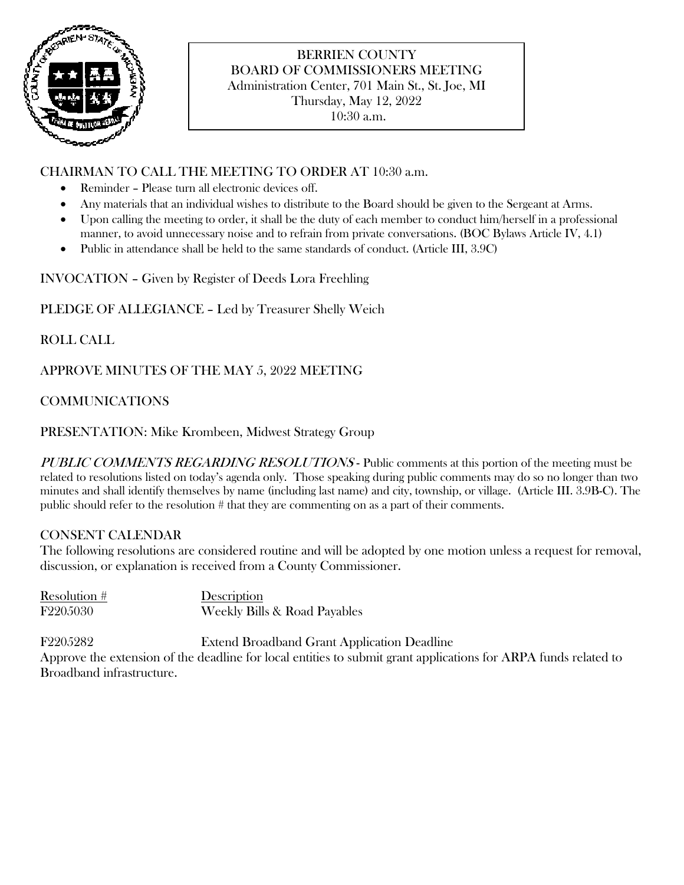# BERRIEN COUNTY
## BOARD OF COMMISSIONERS MEETING

Administration Center, 701 Main St., St. Joe, MI
Thursday, May 12, 2022
10:30 a.m.

CHAIRMAN TO CALL THE MEETING TO ORDER AT 10:30 a.m.

- Reminder – Please turn all electronic devices off.
- Any materials that an individual wishes to distribute to the Board should be given to the Sergeant at Arms.
- Upon calling the meeting to order, it shall be the duty of each member to conduct him/herself in a professional manner, to avoid unnecessary noise and to refrain from private conversations. (BOC Bylaws Article IV, 4.1)
- Public in attendance shall be held to the same standards of conduct. (Article III, 3.9C)

INVOCATION – Given by Register of Deeds Lora Freehling

PLEDGE OF ALLEGIANCE – Led by Treasurer Shelly Weich

ROLL CALL

APPROVE MINUTES OF THE MAY 5, 2022 MEETING

COMMUNICATIONS

PRESENTATION: Mike Krombeen, Midwest Strategy Group

*PUBLIC COMMENTS REGARDING RESOLUTIONS* - Public comments at this portion of the meeting must be related to resolutions listed on today's agenda only. Those speaking during public comments may do so no longer than two minutes and shall identify themselves by name (including last name) and city, township, or village. (Article III. 3.9B-C). The public should refer to the resolution # that they are commenting on as a part of their comments.

CONSENT CALENDAR

The following resolutions are considered routine and will be adopted by one motion unless a request for removal, discussion, or explanation is received from a County Commissioner.

| Resolution # | Description |
|---|---|
| F2205030 | Weekly Bills & Road Payables |

F2205282 Extend Broadband Grant Application Deadline

Approve the extension of the deadline for local entities to submit grant applications for ARPA funds related to Broadband infrastructure.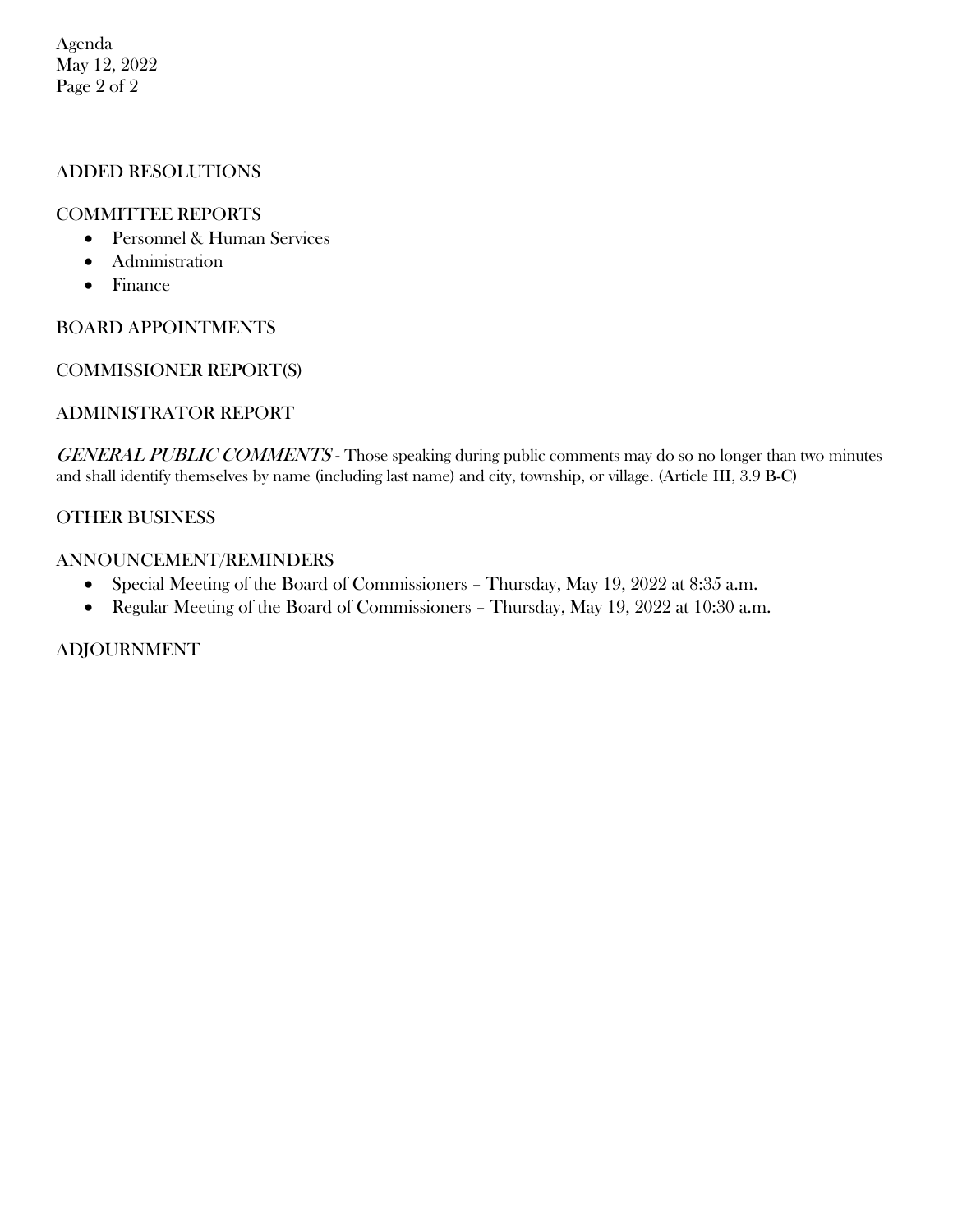## ADDED RESOLUTIONS

## COMMITTEE REPORTS

- Personnel & Human Services
- Administration
- Finance

## BOARD APPOINTMENTS

## COMMISSIONER REPORT(S)

## ADMINISTRATOR REPORT

*GENERAL PUBLIC COMMENTS* - Those speaking during public comments may do so no longer than two minutes and shall identify themselves by name (including last name) and city, township, or village. (Article III, 3.9 B-C)

## OTHER BUSINESS

## ANNOUNCEMENT/REMINDERS

- Special Meeting of the Board of Commissioners – Thursday, May 19, 2022 at 8:35 a.m.
- Regular Meeting of the Board of Commissioners – Thursday, May 19, 2022 at 10:30 a.m.

## ADJOURNMENT